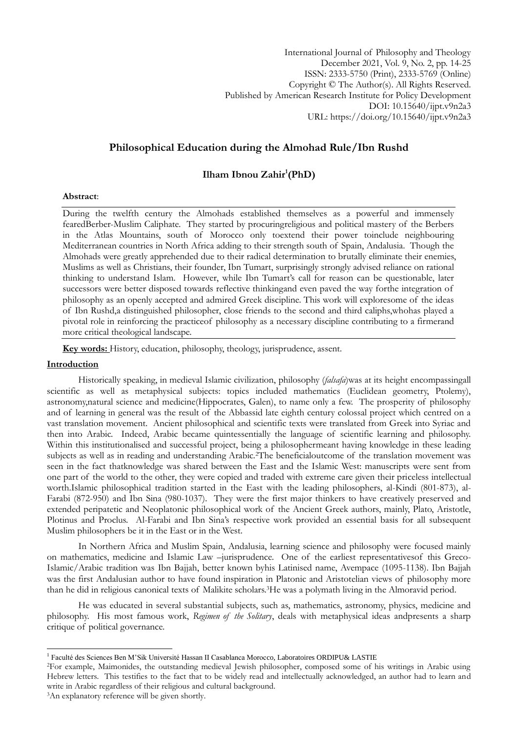International Journal of Philosophy and Theology
December 2021, Vol. 9, No. 2, pp. 14-25
ISSN: 2333-5750 (Print), 2333-5769 (Online)
Copyright © The Author(s). All Rights Reserved.
Published by American Research Institute for Policy Development
DOI: 10.15640/ijpt.v9n2a3
URL: https://doi.org/10.15640/ijpt.v9n2a3

# Philosophical Education during the Almohad Rule/Ibn Rushd

## Ilham Ibnou Zahir[1](PhD)

**Abstract**:

During the twelfth century the Almohads established themselves as a powerful and immensely fearedBerber-Muslim Caliphate. They started by procuringreligious and political mastery of the Berbers in the Atlas Mountains, south of Morocco only toextend their power toinclude neighbouring Mediterranean countries in North Africa adding to their strength south of Spain, Andalusia. Though the Almohads were greatly apprehended due to their radical determination to brutally eliminate their enemies, Muslims as well as Christians, their founder, Ibn Tumart, surprisingly strongly advised reliance on rational thinking to understand Islam. However, while Ibn Tumart's call for reason can be questionable, later successors were better disposed towards reflective thinkingand even paved the way forthe integration of philosophy as an openly accepted and admired Greek discipline. This work will exploresome of the ideas of Ibn Rushd,a distinguished philosopher, close friends to the second and third caliphs,whohas played a pivotal role in reinforcing the practiceof philosophy as a necessary discipline contributing to a firmerand more critical theological landscape.

**Key words:** History, education, philosophy, theology, jurisprudence, assent.

## Introduction

Historically speaking, in medieval Islamic civilization, philosophy (*falsafa*)was at its height encompassingall scientific as well as metaphysical subjects: topics included mathematics (Euclidean geometry, Ptolemy), astronomy,natural science and medicine(Hippocrates, Galen), to name only a few. The prosperity of philosophy and of learning in general was the result of the Abbassid late eighth century colossal project which centred on a vast translation movement. Ancient philosophical and scientific texts were translated from Greek into Syriac and then into Arabic. Indeed, Arabic became quintessentially the language of scientific learning and philosophy. Within this institutionalised and successful project, being a philosophermeant having knowledge in these leading subjects as well as in reading and understanding Arabic.[2]The beneficialoutcome of the translation movement was seen in the fact thatknowledge was shared between the East and the Islamic West: manuscripts were sent from one part of the world to the other, they were copied and traded with extreme care given their priceless intellectual worth.Islamic philosophical tradition started in the East with the leading philosophers, al-Kindi (801-873), al-Farabi (872-950) and Ibn Sina (980-1037). They were the first major thinkers to have creatively preserved and extended peripatetic and Neoplatonic philosophical work of the Ancient Greek authors, mainly, Plato, Aristotle, Plotinus and Proclus. Al-Farabi and Ibn Sina's respective work provided an essential basis for all subsequent Muslim philosophers be it in the East or in the West.

In Northern Africa and Muslim Spain, Andalusia, learning science and philosophy were focused mainly on mathematics, medicine and Islamic Law –jurisprudence. One of the earliest representativesof this Greco-Islamic/Arabic tradition was Ibn Bajjah, better known byhis Latinised name, Avempace (1095-1138). Ibn Bajjah was the first Andalusian author to have found inspiration in Platonic and Aristotelian views of philosophy more than he did in religious canonical texts of Malikite scholars.[3]He was a polymath living in the Almoravid period.

He was educated in several substantial subjects, such as, mathematics, astronomy, physics, medicine and philosophy. His most famous work, *Regimen of the Solitary*, deals with metaphysical ideas andpresents a sharp critique of political governance.

[1] Faculté des Sciences Ben M'Sik Université Hassan II Casablanca Morocco, Laboratoires ORDIPU& LASTIE

[2]For example, Maimonides, the outstanding medieval Jewish philosopher, composed some of his writings in Arabic using Hebrew letters. This testifies to the fact that to be widely read and intellectually acknowledged, an author had to learn and write in Arabic regardless of their religious and cultural background.

[3]An explanatory reference will be given shortly.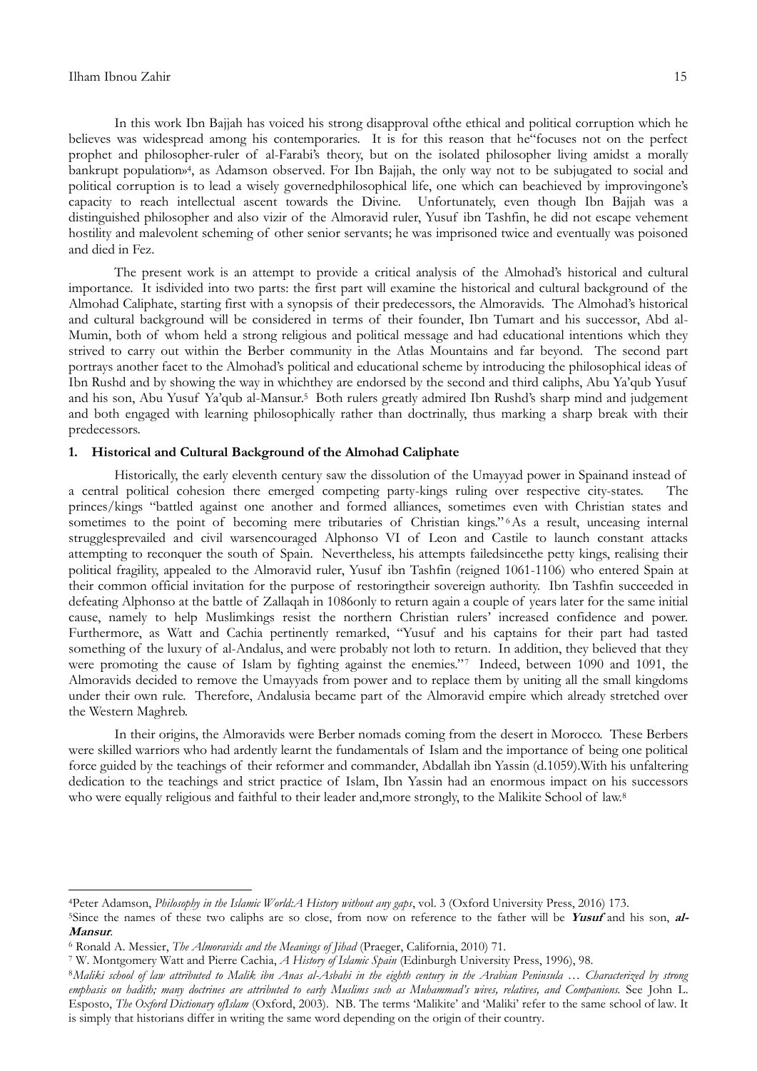In this work Ibn Bajjah has voiced his strong disapproval ofthe ethical and political corruption which he believes was widespread among his contemporaries. It is for this reason that he"focuses not on the perfect prophet and philosopher-ruler of al-Farabi's theory, but on the isolated philosopher living amidst a morally bankrupt population»[4], as Adamson observed. For Ibn Bajjah, the only way not to be subjugated to social and political corruption is to lead a wisely governedphilosophical life, one which can beachieved by improvingone's capacity to reach intellectual ascent towards the Divine. Unfortunately, even though Ibn Bajjah was a distinguished philosopher and also vizir of the Almoravid ruler, Yusuf ibn Tashfin, he did not escape vehement hostility and malevolent scheming of other senior servants; he was imprisoned twice and eventually was poisoned and died in Fez.

The present work is an attempt to provide a critical analysis of the Almohad's historical and cultural importance. It isdivided into two parts: the first part will examine the historical and cultural background of the Almohad Caliphate, starting first with a synopsis of their predecessors, the Almoravids. The Almohad's historical and cultural background will be considered in terms of their founder, Ibn Tumart and his successor, Abd al-Mumin, both of whom held a strong religious and political message and had educational intentions which they strived to carry out within the Berber community in the Atlas Mountains and far beyond. The second part portrays another facet to the Almohad's political and educational scheme by introducing the philosophical ideas of Ibn Rushd and by showing the way in whichthey are endorsed by the second and third caliphs, Abu Ya'qub Yusuf and his son, Abu Yusuf Ya'qub al-Mansur.[5] Both rulers greatly admired Ibn Rushd's sharp mind and judgement and both engaged with learning philosophically rather than doctrinally, thus marking a sharp break with their predecessors.

## 1. Historical and Cultural Background of the Almohad Caliphate

Historically, the early eleventh century saw the dissolution of the Umayyad power in Spainand instead of a central political cohesion there emerged competing party-kings ruling over respective city-states. The princes/kings "battled against one another and formed alliances, sometimes even with Christian states and sometimes to the point of becoming mere tributaries of Christian kings."[6] As a result, unceasing internal strugglesprevailed and civil warsencouraged Alphonso VI of Leon and Castile to launch constant attacks attempting to reconquer the south of Spain. Nevertheless, his attempts failedsincethe petty kings, realising their political fragility, appealed to the Almoravid ruler, Yusuf ibn Tashfin (reigned 1061-1106) who entered Spain at their common official invitation for the purpose of restoringtheir sovereign authority. Ibn Tashfin succeeded in defeating Alphonso at the battle of Zallaqah in 1086only to return again a couple of years later for the same initial cause, namely to help Muslimkings resist the northern Christian rulers' increased confidence and power. Furthermore, as Watt and Cachia pertinently remarked, "Yusuf and his captains for their part had tasted something of the luxury of al-Andalus, and were probably not loth to return. In addition, they believed that they were promoting the cause of Islam by fighting against the enemies."[7] Indeed, between 1090 and 1091, the Almoravids decided to remove the Umayyads from power and to replace them by uniting all the small kingdoms under their own rule. Therefore, Andalusia became part of the Almoravid empire which already stretched over the Western Maghreb.

In their origins, the Almoravids were Berber nomads coming from the desert in Morocco. These Berbers were skilled warriors who had ardently learnt the fundamentals of Islam and the importance of being one political force guided by the teachings of their reformer and commander, Abdallah ibn Yassin (d.1059).With his unfaltering dedication to the teachings and strict practice of Islam, Ibn Yassin had an enormous impact on his successors who were equally religious and faithful to their leader and,more strongly, to the Malikite School of law.[8]

---

[4]Peter Adamson, *Philosophy in the Islamic World:A History without any gaps*, vol. 3 (Oxford University Press, 2016) 173.

[5]Since the names of these two caliphs are so close, from now on reference to the father will be ***Yusuf*** and his son, ***al-Mansur***.

[6] Ronald A. Messier, *The Almoravids and the Meanings of Jihad* (Praeger, California, 2010) 71.

[7] W. Montgomery Watt and Pierre Cachia, *A History of Islamic Spain* (Edinburgh University Press, 1996), 98.

[8]*Maliki school of law attributed to Malik ibn Anas al-Asbahi in the eighth century in the Arabian Peninsula … Characterized by strong emphasis on hadith; many doctrines are attributed to early Muslims such as Muhammad's wives, relatives, and Companions.* See John L. Esposto, *The Oxford Dictionary ofIslam* (Oxford, 2003). NB. The terms 'Malikite' and 'Maliki' refer to the same school of law. It is simply that historians differ in writing the same word depending on the origin of their country.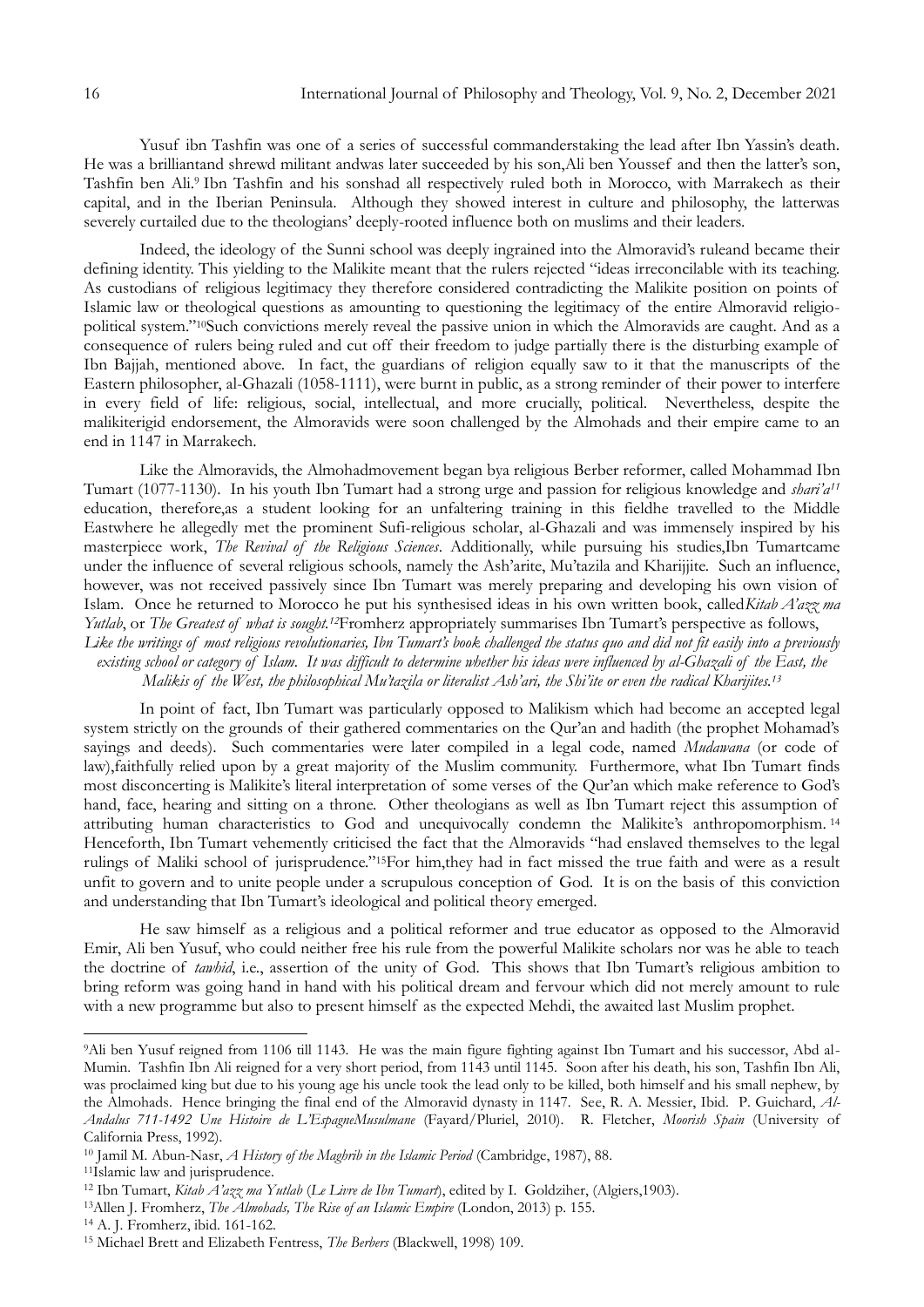Yusuf ibn Tashfin was one of a series of successful commanderstaking the lead after Ibn Yassin's death. He was a brilliantand shrewd militant andwas later succeeded by his son,Ali ben Youssef and then the latter's son, Tashfin ben Ali.[9] Ibn Tashfin and his sonshad all respectively ruled both in Morocco, with Marrakech as their capital, and in the Iberian Peninsula. Although they showed interest in culture and philosophy, the latterwas severely curtailed due to the theologians' deeply-rooted influence both on muslims and their leaders.

Indeed, the ideology of the Sunni school was deeply ingrained into the Almoravid's ruleand became their defining identity. This yielding to the Malikite meant that the rulers rejected "ideas irreconcilable with its teaching. As custodians of religious legitimacy they therefore considered contradicting the Malikite position on points of Islamic law or theological questions as amounting to questioning the legitimacy of the entire Almoravid religio-political system."[10]Such convictions merely reveal the passive union in which the Almoravids are caught. And as a consequence of rulers being ruled and cut off their freedom to judge partially there is the disturbing example of Ibn Bajjah, mentioned above. In fact, the guardians of religion equally saw to it that the manuscripts of the Eastern philosopher, al-Ghazali (1058-1111), were burnt in public, as a strong reminder of their power to interfere in every field of life: religious, social, intellectual, and more crucially, political. Nevertheless, despite the malikiterigid endorsement, the Almoravids were soon challenged by the Almohads and their empire came to an end in 1147 in Marrakech.

Like the Almoravids, the Almohadmovement began bya religious Berber reformer, called Mohammad Ibn Tumart (1077-1130). In his youth Ibn Tumart had a strong urge and passion for religious knowledge and *shari'a*[11] education, therefore,as a student looking for an unfaltering training in this fieldhe travelled to the Middle Eastwhere he allegedly met the prominent Sufi-religious scholar, al-Ghazali and was immensely inspired by his masterpiece work, *The Revival of the Religious Sciences*. Additionally, while pursuing his studies,Ibn Tumartcame under the influence of several religious schools, namely the Ash'arite, Mu'tazila and Kharijjite. Such an influence, however, was not received passively since Ibn Tumart was merely preparing and developing his own vision of Islam. Once he returned to Morocco he put his synthesised ideas in his own written book, called*Kitab A'azz ma Yutlab*, or *The Greatest of what is sought.*[12]Fromherz appropriately summarises Ibn Tumart's perspective as follows,

*Like the writings of most religious revolutionaries, Ibn Tumart's book challenged the status quo and did not fit easily into a previously existing school or category of Islam. It was difficult to determine whether his ideas were influenced by al-Ghazali of the East, the Malikis of the West, the philosophical Mu'tazila or literalist Ash'ari, the Shi'ite or even the radical Kharijites.*[13]

In point of fact, Ibn Tumart was particularly opposed to Malikism which had become an accepted legal system strictly on the grounds of their gathered commentaries on the Qur'an and hadith (the prophet Mohamad's sayings and deeds). Such commentaries were later compiled in a legal code, named *Mudawana* (or code of law),faithfully relied upon by a great majority of the Muslim community. Furthermore, what Ibn Tumart finds most disconcerting is Malikite's literal interpretation of some verses of the Qur'an which make reference to God's hand, face, hearing and sitting on a throne. Other theologians as well as Ibn Tumart reject this assumption of attributing human characteristics to God and unequivocally condemn the Malikite's anthropomorphism.[14] Henceforth, Ibn Tumart vehemently criticised the fact that the Almoravids "had enslaved themselves to the legal rulings of Maliki school of jurisprudence."[15]For him,they had in fact missed the true faith and were as a result unfit to govern and to unite people under a scrupulous conception of God. It is on the basis of this conviction and understanding that Ibn Tumart's ideological and political theory emerged.

He saw himself as a religious and a political reformer and true educator as opposed to the Almoravid Emir, Ali ben Yusuf, who could neither free his rule from the powerful Malikite scholars nor was he able to teach the doctrine of *tawhid*, i.e., assertion of the unity of God. This shows that Ibn Tumart's religious ambition to bring reform was going hand in hand with his political dream and fervour which did not merely amount to rule with a new programme but also to present himself as the expected Mehdi, the awaited last Muslim prophet.

---

[9]Ali ben Yusuf reigned from 1106 till 1143. He was the main figure fighting against Ibn Tumart and his successor, Abd al-Mumin. Tashfin Ibn Ali reigned for a very short period, from 1143 until 1145. Soon after his death, his son, Tashfin Ibn Ali, was proclaimed king but due to his young age his uncle took the lead only to be killed, both himself and his small nephew, by the Almohads. Hence bringing the final end of the Almoravid dynasty in 1147. See, R. A. Messier, Ibid. P. Guichard, *Al-Andalus 711-1492 Une Histoire de L'EspagneMusulmane* (Fayard/Pluriel, 2010). R. Fletcher, *Moorish Spain* (University of California Press, 1992).

[10] Jamil M. Abun-Nasr, *A History of the Maghrib in the Islamic Period* (Cambridge, 1987), 88.

[11]Islamic law and jurisprudence.

[12] Ibn Tumart, *Kitab A'azz ma Yutlab* (*Le Livre de Ibn Tumart*), edited by I. Goldziher, (Algiers,1903).

[13]Allen J. Fromherz, *The Almohads, The Rise of an Islamic Empire* (London, 2013) p. 155.

[14] A. J. Fromherz, ibid. 161-162.

[15] Michael Brett and Elizabeth Fentress, *The Berbers* (Blackwell, 1998) 109.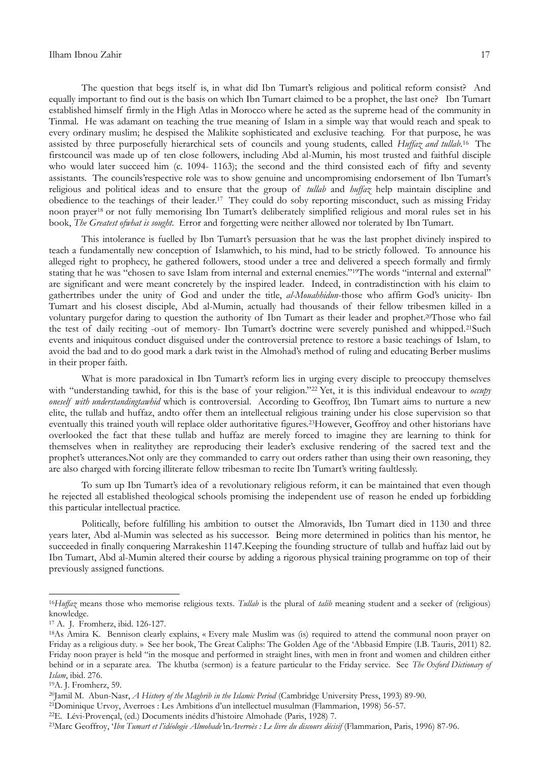The question that begs itself is, in what did Ibn Tumart's religious and political reform consist? And equally important to find out is the basis on which Ibn Tumart claimed to be a prophet, the last one? Ibn Tumart established himself firmly in the High Atlas in Morocco where he acted as the supreme head of the community in Tinmal. He was adamant on teaching the true meaning of Islam in a simple way that would reach and speak to every ordinary muslim; he despised the Malikite sophisticated and exclusive teaching. For that purpose, he was assisted by three purposefully hierarchical sets of councils and young students, called *Huffaz and tullab*.[16] The firstcouncil was made up of ten close followers, including Abd al-Mumin, his most trusted and faithful disciple who would later succeed him (c. 1094- 1163); the second and the third consisted each of fifty and seventy assistants. The councils'respective role was to show genuine and uncompromising endorsement of Ibn Tumart's religious and political ideas and to ensure that the group of *tullab* and *huffaz* help maintain discipline and obedience to the teachings of their leader.[17] They could do soby reporting misconduct, such as missing Friday noon prayer[18] or not fully memorising Ibn Tumart's deliberately simplified religious and moral rules set in his book, *The Greatest ofwhat is sought*. Error and forgetting were neither allowed nor tolerated by Ibn Tumart.

This intolerance is fuelled by Ibn Tumart's persuasion that he was the last prophet divinely inspired to teach a fundamentally new conception of Islamwhich, to his mind, had to be strictly followed. To announce his alleged right to prophecy, he gathered followers, stood under a tree and delivered a speech formally and firmly stating that he was "chosen to save Islam from internal and external enemies."[19]The words "internal and external" are significant and were meant concretely by the inspired leader. Indeed, in contradistinction with his claim to gathertribes under the unity of God and under the title, *al-Mouahhidun*-those who affirm God's unicity- Ibn Tumart and his closest disciple, Abd al-Mumin, actually had thousands of their fellow tribesmen killed in a voluntary purgefor daring to question the authority of Ibn Tumart as their leader and prophet.[20]Those who fail the test of daily reciting -out of memory- Ibn Tumart's doctrine were severely punished and whipped.[21]Such events and iniquitous conduct disguised under the controversial pretence to restore a basic teachings of Islam, to avoid the bad and to do good mark a dark twist in the Almohad's method of ruling and educating Berber muslims in their proper faith.

What is more paradoxical in Ibn Tumart's reform lies in urging every disciple to preoccupy themselves with "understanding tawhid, for this is the base of your religion."[22] Yet, it is this individual endeavour to *occupy oneself with understandingtawhid* which is controversial. According to Geoffroy, Ibn Tumart aims to nurture a new elite, the tullab and huffaz, andto offer them an intellectual religious training under his close supervision so that eventually this trained youth will replace older authoritative figures.[23]However, Geoffroy and other historians have overlooked the fact that these tullab and huffaz are merely forced to imagine they are learning to think for themselves when in realitythey are reproducing their leader's exclusive rendering of the sacred text and the prophet's utterances.Not only are they commanded to carry out orders rather than using their own reasoning, they are also charged with forcing illiterate fellow tribesman to recite Ibn Tumart's writing faultlessly.

To sum up Ibn Tumart's idea of a revolutionary religious reform, it can be maintained that even though he rejected all established theological schools promising the independent use of reason he ended up forbidding this particular intellectual practice.

Politically, before fulfilling his ambition to outset the Almoravids, Ibn Tumart died in 1130 and three years later, Abd al-Mumin was selected as his successor. Being more determined in politics than his mentor, he succeeded in finally conquering Marrakeshin 1147.Keeping the founding structure of tullab and huffaz laid out by Ibn Tumart, Abd al-Mumin altered their course by adding a rigorous physical training programme on top of their previously assigned functions.

---

[16]*Huffaz* means those who memorise religious texts. *Tullab* is the plural of *talib* meaning student and a seeker of (religious) knowledge.

[17] A. J. Fromherz, ibid. 126-127.

[18]As Amira K. Bennison clearly explains, « Every male Muslim was (is) required to attend the communal noon prayer on Friday as a religious duty. » See her book, The Great Caliphs: The Golden Age of the 'Abbasid Empire (I.B. Tauris, 2011) 82. Friday noon prayer is held "in the mosque and performed in straight lines, with men in front and women and children either behind or in a separate area. The khutba (sermon) is a feature particular to the Friday service. See *The Oxford Dictionary of Islam*, ibid. 276.

[19]A. J. Fromherz, 59.

[20]Jamil M. Abun-Nasr, *A History of the Maghrib in the Islamic Period* (Cambridge University Press, 1993) 89-90.

[21]Dominique Urvoy, Averroes : Les Ambitions d'un intellectuel musulman (Flammarion, 1998) 56-57.

[22]E. Lévi-Provençal, (ed.) Documents inédits d'histoire Almohade (Paris, 1928) 7.

[23]Marc Geoffroy, '*Ibn Tumart et l'idéologie Almohade*'in*Averroès : Le livre du discours décisif* (Flammarion, Paris, 1996) 87-96.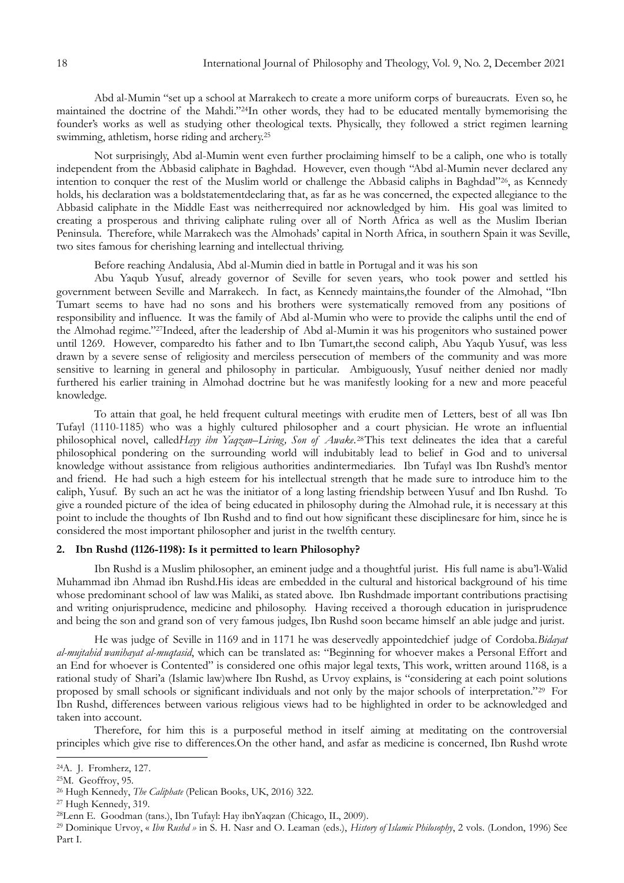Abd al-Mumin "set up a school at Marrakech to create a more uniform corps of bureaucrats. Even so, he maintained the doctrine of the Mahdi."[24]In other words, they had to be educated mentally bymemorising the founder's works as well as studying other theological texts. Physically, they followed a strict regimen learning swimming, athletism, horse riding and archery.[25]

Not surprisingly, Abd al-Mumin went even further proclaiming himself to be a caliph, one who is totally independent from the Abbasid caliphate in Baghdad. However, even though "Abd al-Mumin never declared any intention to conquer the rest of the Muslim world or challenge the Abbasid caliphs in Baghdad"[26], as Kennedy holds, his declaration was a boldstatementdeclaring that, as far as he was concerned, the expected allegiance to the Abbasid caliphate in the Middle East was neitherrequired nor acknowledged by him. His goal was limited to creating a prosperous and thriving caliphate ruling over all of North Africa as well as the Muslim Iberian Peninsula. Therefore, while Marrakech was the Almohads' capital in North Africa, in southern Spain it was Seville, two sites famous for cherishing learning and intellectual thriving.

Before reaching Andalusia, Abd al-Mumin died in battle in Portugal and it was his son

Abu Yaqub Yusuf, already governor of Seville for seven years, who took power and settled his government between Seville and Marrakech. In fact, as Kennedy maintains,the founder of the Almohad, "Ibn Tumart seems to have had no sons and his brothers were systematically removed from any positions of responsibility and influence. It was the family of Abd al-Mumin who were to provide the caliphs until the end of the Almohad regime."[27]Indeed, after the leadership of Abd al-Mumin it was his progenitors who sustained power until 1269. However, comparedto his father and to Ibn Tumart,the second caliph, Abu Yaqub Yusuf, was less drawn by a severe sense of religiosity and merciless persecution of members of the community and was more sensitive to learning in general and philosophy in particular. Ambiguously, Yusuf neither denied nor madly furthered his earlier training in Almohad doctrine but he was manifestly looking for a new and more peaceful knowledge.

To attain that goal, he held frequent cultural meetings with erudite men of Letters, best of all was Ibn Tufayl (1110-1185) who was a highly cultured philosopher and a court physician. He wrote an influential philosophical novel, called*Hayy ibn Yaqzan–Living, Son of Awake*.[28]This text delineates the idea that a careful philosophical pondering on the surrounding world will indubitably lead to belief in God and to universal knowledge without assistance from religious authorities andintermediaries. Ibn Tufayl was Ibn Rushd's mentor and friend. He had such a high esteem for his intellectual strength that he made sure to introduce him to the caliph, Yusuf. By such an act he was the initiator of a long lasting friendship between Yusuf and Ibn Rushd. To give a rounded picture of the idea of being educated in philosophy during the Almohad rule, it is necessary at this point to include the thoughts of Ibn Rushd and to find out how significant these disciplinesare for him, since he is considered the most important philosopher and jurist in the twelfth century.

## 2. Ibn Rushd (1126-1198): Is it permitted to learn Philosophy?

Ibn Rushd is a Muslim philosopher, an eminent judge and a thoughtful jurist. His full name is abu'l-Walid Muhammad ibn Ahmad ibn Rushd.His ideas are embedded in the cultural and historical background of his time whose predominant school of law was Maliki, as stated above. Ibn Rushdmade important contributions practising and writing onjurisprudence, medicine and philosophy. Having received a thorough education in jurisprudence and being the son and grand son of very famous judges, Ibn Rushd soon became himself an able judge and jurist.

He was judge of Seville in 1169 and in 1171 he was deservedly appointedchief judge of Cordoba.*Bidayat al-mujtahid wanihayat al-muqtasid*, which can be translated as: "Beginning for whoever makes a Personal Effort and an End for whoever is Contented" is considered one ofhis major legal texts, This work, written around 1168, is a rational study of Shari'a (Islamic law)where Ibn Rushd, as Urvoy explains, is "considering at each point solutions proposed by small schools or significant individuals and not only by the major schools of interpretation."[29] For Ibn Rushd, differences between various religious views had to be highlighted in order to be acknowledged and taken into account.

Therefore, for him this is a purposeful method in itself aiming at meditating on the controversial principles which give rise to differences.On the other hand, and asfar as medicine is concerned, Ibn Rushd wrote

---

[24]A. J. Fromherz, 127.

[25]M. Geoffroy, 95.

[26] Hugh Kennedy, *The Caliphate* (Pelican Books, UK, 2016) 322.

[27] Hugh Kennedy, 319.

[28]Lenn E. Goodman (tans.), Ibn Tufayl: Hay ibnYaqzan (Chicago, IL, 2009).

[29] Dominique Urvoy, « *Ibn Rushd* » in S. H. Nasr and O. Leaman (eds.), *History of Islamic Philosophy*, 2 vols. (London, 1996) See Part I.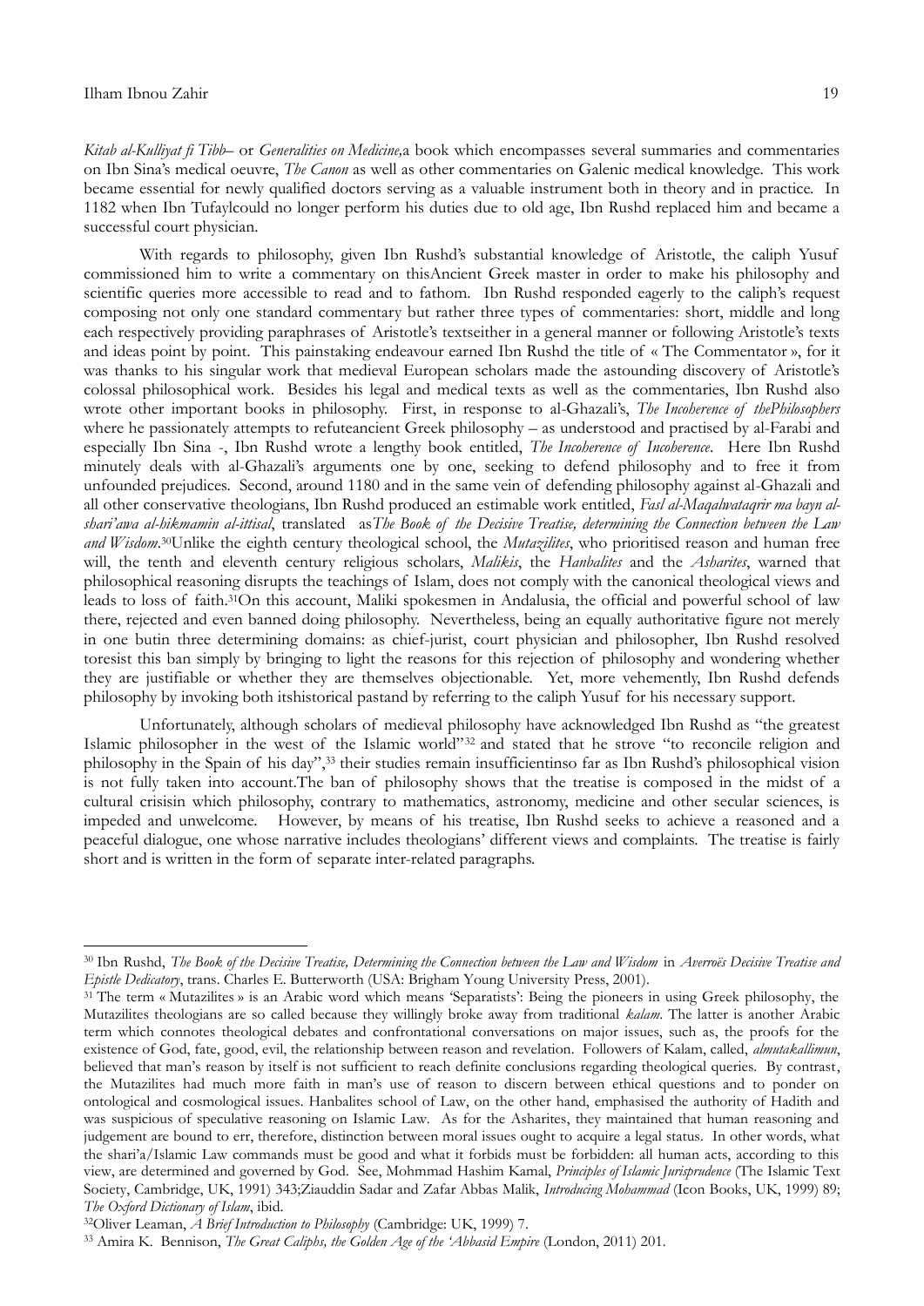*Kitab al-Kulliyat fi Tibb*– or *Generalities on Medicine,*a book which encompasses several summaries and commentaries on Ibn Sina's medical oeuvre, *The Canon* as well as other commentaries on Galenic medical knowledge. This work became essential for newly qualified doctors serving as a valuable instrument both in theory and in practice. In 1182 when Ibn Tufaylcould no longer perform his duties due to old age, Ibn Rushd replaced him and became a successful court physician.

With regards to philosophy, given Ibn Rushd's substantial knowledge of Aristotle, the caliph Yusuf commissioned him to write a commentary on thisAncient Greek master in order to make his philosophy and scientific queries more accessible to read and to fathom. Ibn Rushd responded eagerly to the caliph's request composing not only one standard commentary but rather three types of commentaries: short, middle and long each respectively providing paraphrases of Aristotle's textseither in a general manner or following Aristotle's texts and ideas point by point. This painstaking endeavour earned Ibn Rushd the title of « The Commentator », for it was thanks to his singular work that medieval European scholars made the astounding discovery of Aristotle's colossal philosophical work. Besides his legal and medical texts as well as the commentaries, Ibn Rushd also wrote other important books in philosophy. First, in response to al-Ghazali's, *The Incoherence of thePhilosophers* where he passionately attempts to refuteancient Greek philosophy – as understood and practised by al-Farabi and especially Ibn Sina -, Ibn Rushd wrote a lengthy book entitled, *The Incoherence of Incoherence*. Here Ibn Rushd minutely deals with al-Ghazali's arguments one by one, seeking to defend philosophy and to free it from unfounded prejudices. Second, around 1180 and in the same vein of defending philosophy against al-Ghazali and all other conservative theologians, Ibn Rushd produced an estimable work entitled, *Fasl al-Maqalwataqrir ma bayn al-shari'awa al-hikmamin al-ittisal*, translated as*The Book of the Decisive Treatise, determining the Connection between the Law and Wisdom*.[30]Unlike the eighth century theological school, the *Mutazilites*, who prioritised reason and human free will, the tenth and eleventh century religious scholars, *Malikis*, the *Hanbalites* and the *Asharites*, warned that philosophical reasoning disrupts the teachings of Islam, does not comply with the canonical theological views and leads to loss of faith.[31]On this account, Maliki spokesmen in Andalusia, the official and powerful school of law there, rejected and even banned doing philosophy. Nevertheless, being an equally authoritative figure not merely in one butin three determining domains: as chief-jurist, court physician and philosopher, Ibn Rushd resolved toresist this ban simply by bringing to light the reasons for this rejection of philosophy and wondering whether they are justifiable or whether they are themselves objectionable. Yet, more vehemently, Ibn Rushd defends philosophy by invoking both itshistorical pastand by referring to the caliph Yusuf for his necessary support.

Unfortunately, although scholars of medieval philosophy have acknowledged Ibn Rushd as "the greatest Islamic philosopher in the west of the Islamic world"[32] and stated that he strove "to reconcile religion and philosophy in the Spain of his day",[33] their studies remain insufficientinso far as Ibn Rushd's philosophical vision is not fully taken into account.The ban of philosophy shows that the treatise is composed in the midst of a cultural crisisin which philosophy, contrary to mathematics, astronomy, medicine and other secular sciences, is impeded and unwelcome. However, by means of his treatise, Ibn Rushd seeks to achieve a reasoned and a peaceful dialogue, one whose narrative includes theologians' different views and complaints. The treatise is fairly short and is written in the form of separate inter-related paragraphs.

---

[30] Ibn Rushd, *The Book of the Decisive Treatise, Determining the Connection between the Law and Wisdom* in *Averroës Decisive Treatise and Epistle Dedicatory*, trans. Charles E. Butterworth (USA: Brigham Young University Press, 2001).

[31] The term « Mutazilites » is an Arabic word which means 'Separatists': Being the pioneers in using Greek philosophy, the Mutazilites theologians are so called because they willingly broke away from traditional *kalam*. The latter is another Arabic term which connotes theological debates and confrontational conversations on major issues, such as, the proofs for the existence of God, fate, good, evil, the relationship between reason and revelation. Followers of Kalam, called, *almutakallimun*, believed that man's reason by itself is not sufficient to reach definite conclusions regarding theological queries. By contrast, the Mutazilites had much more faith in man's use of reason to discern between ethical questions and to ponder on ontological and cosmological issues. Hanbalites school of Law, on the other hand, emphasised the authority of Hadith and was suspicious of speculative reasoning on Islamic Law. As for the Asharites, they maintained that human reasoning and judgement are bound to err, therefore, distinction between moral issues ought to acquire a legal status. In other words, what the shari'a/Islamic Law commands must be good and what it forbids must be forbidden: all human acts, according to this view, are determined and governed by God. See, Mohmmad Hashim Kamal, *Principles of Islamic Jurisprudence* (The Islamic Text Society, Cambridge, UK, 1991) 343;Ziauddin Sadar and Zafar Abbas Malik, *Introducing Mohammad* (Icon Books, UK, 1999) 89; *The Oxford Dictionary of Islam*, ibid.

[32] Oliver Leaman, *A Brief Introduction to Philosophy* (Cambridge: UK, 1999) 7.

[33] Amira K. Bennison, *The Great Caliphs, the Golden Age of the 'Abbasid Empire* (London, 2011) 201.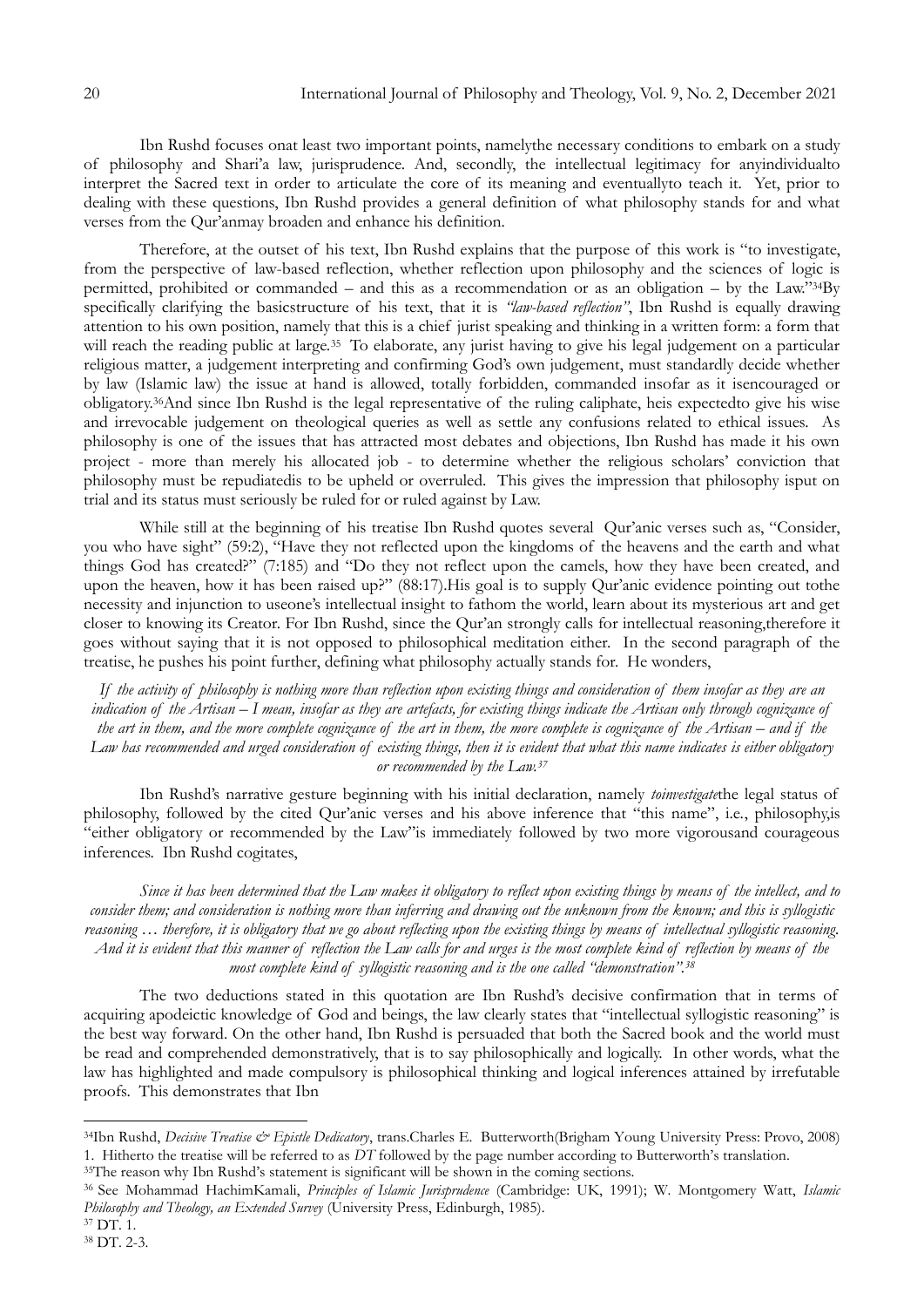Ibn Rushd focuses onat least two important points, namelythe necessary conditions to embark on a study of philosophy and Shari'a law, jurisprudence. And, secondly, the intellectual legitimacy for anyindividualto interpret the Sacred text in order to articulate the core of its meaning and eventuallyto teach it. Yet, prior to dealing with these questions, Ibn Rushd provides a general definition of what philosophy stands for and what verses from the Qur'anmay broaden and enhance his definition.

Therefore, at the outset of his text, Ibn Rushd explains that the purpose of this work is "to investigate, from the perspective of law-based reflection, whether reflection upon philosophy and the sciences of logic is permitted, prohibited or commanded – and this as a recommendation or as an obligation – by the Law."[34]By specifically clarifying the basicstructure of his text, that it is *"law-based reflection"*, Ibn Rushd is equally drawing attention to his own position, namely that this is a chief jurist speaking and thinking in a written form: a form that will reach the reading public at large.[35] To elaborate, any jurist having to give his legal judgement on a particular religious matter, a judgement interpreting and confirming God's own judgement, must standardly decide whether by law (Islamic law) the issue at hand is allowed, totally forbidden, commanded insofar as it isencouraged or obligatory.[36]And since Ibn Rushd is the legal representative of the ruling caliphate, heis expectedto give his wise and irrevocable judgement on theological queries as well as settle any confusions related to ethical issues. As philosophy is one of the issues that has attracted most debates and objections, Ibn Rushd has made it his own project - more than merely his allocated job - to determine whether the religious scholars' conviction that philosophy must be repudiatedis to be upheld or overruled. This gives the impression that philosophy isput on trial and its status must seriously be ruled for or ruled against by Law.

While still at the beginning of his treatise Ibn Rushd quotes several Qur'anic verses such as, "Consider, you who have sight" (59:2), "Have they not reflected upon the kingdoms of the heavens and the earth and what things God has created?" (7:185) and "Do they not reflect upon the camels, how they have been created, and upon the heaven, how it has been raised up?" (88:17).His goal is to supply Qur'anic evidence pointing out tothe necessity and injunction to useone's intellectual insight to fathom the world, learn about its mysterious art and get closer to knowing its Creator. For Ibn Rushd, since the Qur'an strongly calls for intellectual reasoning,therefore it goes without saying that it is not opposed to philosophical meditation either. In the second paragraph of the treatise, he pushes his point further, defining what philosophy actually stands for. He wonders,

> *If the activity of philosophy is nothing more than reflection upon existing things and consideration of them insofar as they are an indication of the Artisan – I mean, insofar as they are artefacts, for existing things indicate the Artisan only through cognizance of the art in them, and the more complete cognizance of the art in them, the more complete is cognizance of the Artisan – and if the Law has recommended and urged consideration of existing things, then it is evident that what this name indicates is either obligatory or recommended by the Law.*[37]

Ibn Rushd's narrative gesture beginning with his initial declaration, namely *toinvestigate*the legal status of philosophy, followed by the cited Qur'anic verses and his above inference that "this name", i.e., philosophy,is "either obligatory or recommended by the Law"is immediately followed by two more vigorousand courageous inferences. Ibn Rushd cogitates,

> *Since it has been determined that the Law makes it obligatory to reflect upon existing things by means of the intellect, and to consider them; and consideration is nothing more than inferring and drawing out the unknown from the known; and this is syllogistic reasoning … therefore, it is obligatory that we go about reflecting upon the existing things by means of intellectual syllogistic reasoning. And it is evident that this manner of reflection the Law calls for and urges is the most complete kind of reflection by means of the most complete kind of syllogistic reasoning and is the one called "demonstration".*[38]

The two deductions stated in this quotation are Ibn Rushd's decisive confirmation that in terms of acquiring apodeictic knowledge of God and beings, the law clearly states that "intellectual syllogistic reasoning" is the best way forward. On the other hand, Ibn Rushd is persuaded that both the Sacred book and the world must be read and comprehended demonstratively, that is to say philosophically and logically. In other words, what the law has highlighted and made compulsory is philosophical thinking and logical inferences attained by irrefutable proofs. This demonstrates that Ibn

---

[34]Ibn Rushd, *Decisive Treatise & Epistle Dedicatory*, trans.Charles E. Butterworth(Brigham Young University Press: Provo, 2008) 1. Hitherto the treatise will be referred to as *DT* followed by the page number according to Butterworth's translation.

[35]The reason why Ibn Rushd's statement is significant will be shown in the coming sections.

[36] See Mohammad HachimKamali, *Principles of Islamic Jurisprudence* (Cambridge: UK, 1991); W. Montgomery Watt, *Islamic Philosophy and Theology, an Extended Survey* (University Press, Edinburgh, 1985).

[37] DT. 1.

[38] DT. 2-3.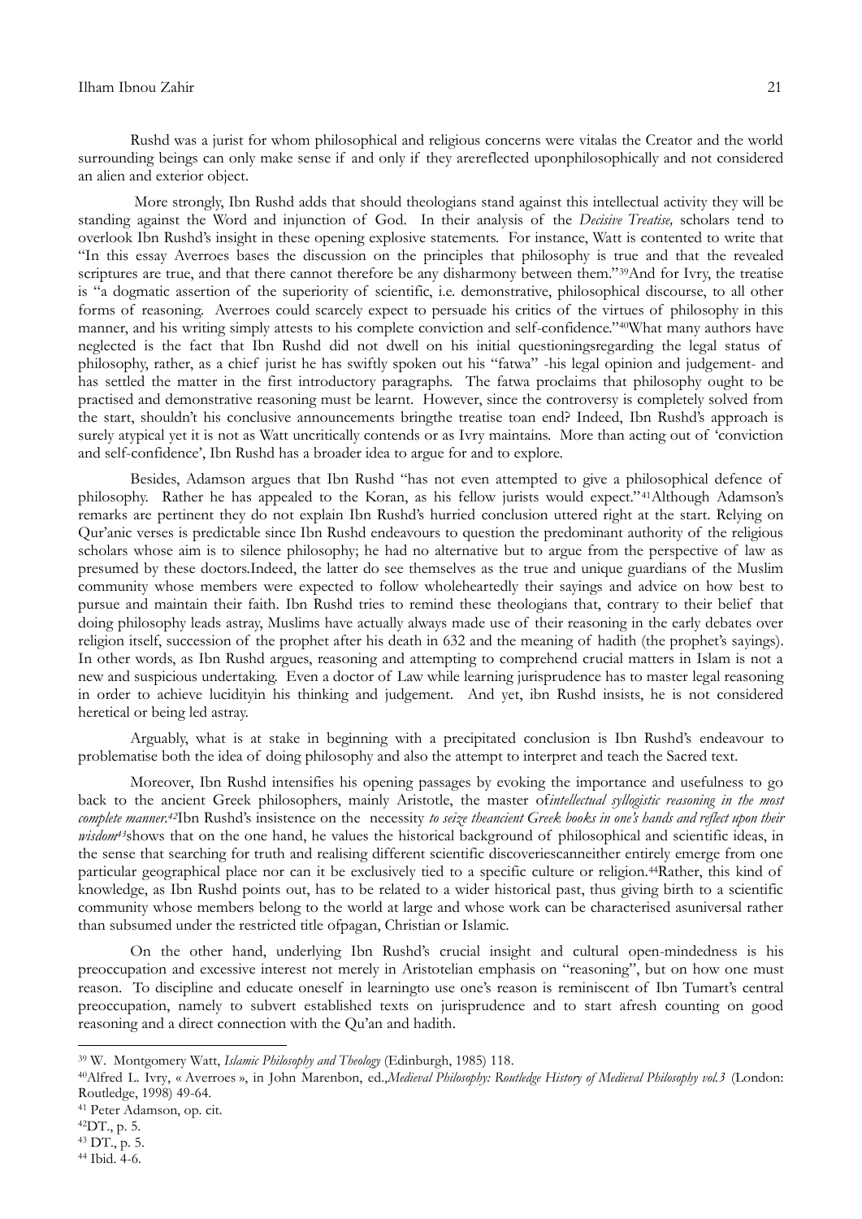Rushd was a jurist for whom philosophical and religious concerns were vitalas the Creator and the world surrounding beings can only make sense if and only if they arereflected uponphilosophically and not considered an alien and exterior object.

More strongly, Ibn Rushd adds that should theologians stand against this intellectual activity they will be standing against the Word and injunction of God. In their analysis of the *Decisive Treatise,* scholars tend to overlook Ibn Rushd's insight in these opening explosive statements. For instance, Watt is contented to write that "In this essay Averroes bases the discussion on the principles that philosophy is true and that the revealed scriptures are true, and that there cannot therefore be any disharmony between them."[39]And for Ivry, the treatise is "a dogmatic assertion of the superiority of scientific, i.e. demonstrative, philosophical discourse, to all other forms of reasoning. Averroes could scarcely expect to persuade his critics of the virtues of philosophy in this manner, and his writing simply attests to his complete conviction and self-confidence."[40]What many authors have neglected is the fact that Ibn Rushd did not dwell on his initial questioningsregarding the legal status of philosophy, rather, as a chief jurist he has swiftly spoken out his "fatwa" -his legal opinion and judgement- and has settled the matter in the first introductory paragraphs. The fatwa proclaims that philosophy ought to be practised and demonstrative reasoning must be learnt. However, since the controversy is completely solved from the start, shouldn't his conclusive announcements bringthe treatise toan end? Indeed, Ibn Rushd's approach is surely atypical yet it is not as Watt uncritically contends or as Ivry maintains. More than acting out of 'conviction and self-confidence', Ibn Rushd has a broader idea to argue for and to explore.

Besides, Adamson argues that Ibn Rushd "has not even attempted to give a philosophical defence of philosophy. Rather he has appealed to the Koran, as his fellow jurists would expect."[41]Although Adamson's remarks are pertinent they do not explain Ibn Rushd's hurried conclusion uttered right at the start. Relying on Qur'anic verses is predictable since Ibn Rushd endeavours to question the predominant authority of the religious scholars whose aim is to silence philosophy; he had no alternative but to argue from the perspective of law as presumed by these doctors.Indeed, the latter do see themselves as the true and unique guardians of the Muslim community whose members were expected to follow wholeheartedly their sayings and advice on how best to pursue and maintain their faith. Ibn Rushd tries to remind these theologians that, contrary to their belief that doing philosophy leads astray, Muslims have actually always made use of their reasoning in the early debates over religion itself, succession of the prophet after his death in 632 and the meaning of hadith (the prophet's sayings). In other words, as Ibn Rushd argues, reasoning and attempting to comprehend crucial matters in Islam is not a new and suspicious undertaking. Even a doctor of Law while learning jurisprudence has to master legal reasoning in order to achieve lucidityin his thinking and judgement. And yet, ibn Rushd insists, he is not considered heretical or being led astray.

Arguably, what is at stake in beginning with a precipitated conclusion is Ibn Rushd's endeavour to problematise both the idea of doing philosophy and also the attempt to interpret and teach the Sacred text.

Moreover, Ibn Rushd intensifies his opening passages by evoking the importance and usefulness to go back to the ancient Greek philosophers, mainly Aristotle, the master of*intellectual syllogistic reasoning in the most complete manner.*[42]Ibn Rushd's insistence on the necessity *to seize theancient Greek books in one's hands and reflect upon their wisdom*[43]shows that on the one hand, he values the historical background of philosophical and scientific ideas, in the sense that searching for truth and realising different scientific discoveriescanneither entirely emerge from one particular geographical place nor can it be exclusively tied to a specific culture or religion.[44]Rather, this kind of knowledge, as Ibn Rushd points out, has to be related to a wider historical past, thus giving birth to a scientific community whose members belong to the world at large and whose work can be characterised asuniversal rather than subsumed under the restricted title ofpagan, Christian or Islamic.

On the other hand, underlying Ibn Rushd's crucial insight and cultural open-mindedness is his preoccupation and excessive interest not merely in Aristotelian emphasis on "reasoning", but on how one must reason. To discipline and educate oneself in learningto use one's reason is reminiscent of Ibn Tumart's central preoccupation, namely to subvert established texts on jurisprudence and to start afresh counting on good reasoning and a direct connection with the Qu'an and hadith.

---

[39] W. Montgomery Watt, *Islamic Philosophy and Theology* (Edinburgh, 1985) 118.

[40]Alfred L. Ivry, « Averroes », in John Marenbon, ed.,*Medieval Philosophy: Routledge History of Medieval Philosophy vol.3* (London: Routledge, 1998) 49-64.

[41] Peter Adamson, op. cit.

[42]DT., p. 5.

[43] DT., p. 5.

[44] Ibid. 4-6.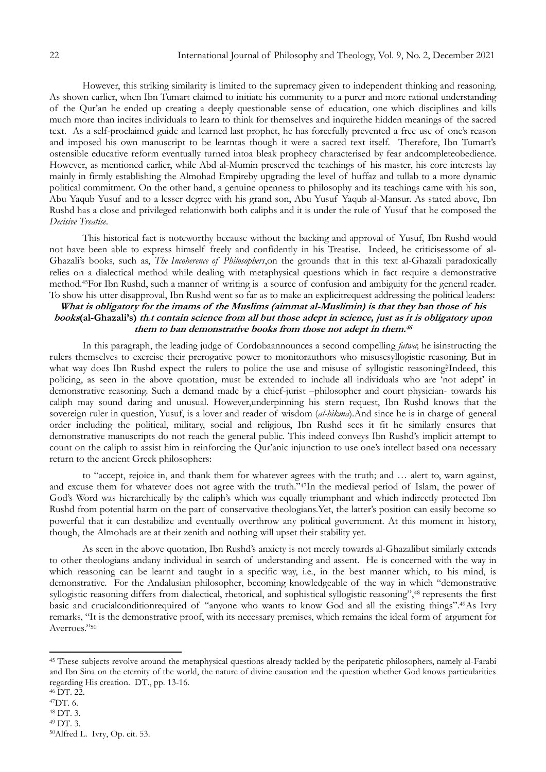However, this striking similarity is limited to the supremacy given to independent thinking and reasoning. As shown earlier, when Ibn Tumart claimed to initiate his community to a purer and more rational understanding of the Qur'an he ended up creating a deeply questionable sense of education, one which disciplines and kills much more than incites individuals to learn to think for themselves and inquirethe hidden meanings of the sacred text. As a self-proclaimed guide and learned last prophet, he has forcefully prevented a free use of one's reason and imposed his own manuscript to be learntas though it were a sacred text itself. Therefore, Ibn Tumart's ostensible educative reform eventually turned intoa bleak prophecy characterised by fear andcompleteobedience. However, as mentioned earlier, while Abd al-Mumin preserved the teachings of his master, his core interests lay mainly in firmly establishing the Almohad Empireby upgrading the level of huffaz and tullab to a more dynamic political commitment. On the other hand, a genuine openness to philosophy and its teachings came with his son, Abu Yaqub Yusuf and to a lesser degree with his grand son, Abu Yusuf Yaqub al-Mansur. As stated above, Ibn Rushd has a close and privileged relationwith both caliphs and it is under the rule of Yusuf that he composed the *Decisive Treatise*.

This historical fact is noteworthy because without the backing and approval of Yusuf, Ibn Rushd would not have been able to express himself freely and confidently in his Treatise. Indeed, he criticisessome of al-Ghazali's books, such as, *The Incoherence of Philosophers*,on the grounds that in this text al-Ghazali paradoxically relies on a dialectical method while dealing with metaphysical questions which in fact require a demonstrative method.[45]For Ibn Rushd, such a manner of writing is a source of confusion and ambiguity for the general reader. To show his utter disapproval, Ibn Rushd went so far as to make an explicitrequest addressing the political leaders:

***What is obligatory for the imams of the Muslims (aimmat al-Muslimin) is that they ban those of his books*(al-Ghazali's) *that contain science from all but those adept in science, just as it is obligatory upon them to ban demonstrative books from those not adept in them.*[46]**

In this paragraph, the leading judge of Cordobaannounces a second compelling *fatwa*; he isinstructing the rulers themselves to exercise their prerogative power to monitorauthors who misusesyllogistic reasoning. But in what way does Ibn Rushd expect the rulers to police the use and misuse of syllogistic reasoning?Indeed, this policing, as seen in the above quotation, must be extended to include all individuals who are 'not adept' in demonstrative reasoning. Such a demand made by a chief-jurist –philosopher and court physician- towards his caliph may sound daring and unusual. However,underpinning his stern request, Ibn Rushd knows that the sovereign ruler in question, Yusuf, is a lover and reader of wisdom (*al-hikma*).And since he is in charge of general order including the political, military, social and religious, Ibn Rushd sees it fit he similarly ensures that demonstrative manuscripts do not reach the general public. This indeed conveys Ibn Rushd's implicit attempt to count on the caliph to assist him in reinforcing the Qur'anic injunction to use one's intellect based ona necessary return to the ancient Greek philosophers:

to "accept, rejoice in, and thank them for whatever agrees with the truth; and … alert to, warn against, and excuse them for whatever does not agree with the truth."[47]In the medieval period of Islam, the power of God's Word was hierarchically by the caliph's which was equally triumphant and which indirectly protected Ibn Rushd from potential harm on the part of conservative theologians.Yet, the latter's position can easily become so powerful that it can destabilize and eventually overthrow any political government. At this moment in history, though, the Almohads are at their zenith and nothing will upset their stability yet.

As seen in the above quotation, Ibn Rushd's anxiety is not merely towards al-Ghazalibut similarly extends to other theologians andany individual in search of understanding and assent. He is concerned with the way in which reasoning can be learnt and taught in a specific way, i.e., in the best manner which, to his mind, is demonstrative. For the Andalusian philosopher, becoming knowledgeable of the way in which "demonstrative syllogistic reasoning differs from dialectical, rhetorical, and sophistical syllogistic reasoning",[48] represents the first basic and crucialconditionrequired of "anyone who wants to know God and all the existing things".[49]As Ivry remarks, "It is the demonstrative proof, with its necessary premises, which remains the ideal form of argument for Averroes."[50]

---

[45] These subjects revolve around the metaphysical questions already tackled by the peripatetic philosophers, namely al-Farabi and Ibn Sina on the eternity of the world, the nature of divine causation and the question whether God knows particularities regarding His creation. DT., pp. 13-16.

[46] DT. 22.

[47] DT. 6.

[48] DT. 3.

[49] DT. 3.

[50] Alfred L. Ivry, Op. cit. 53.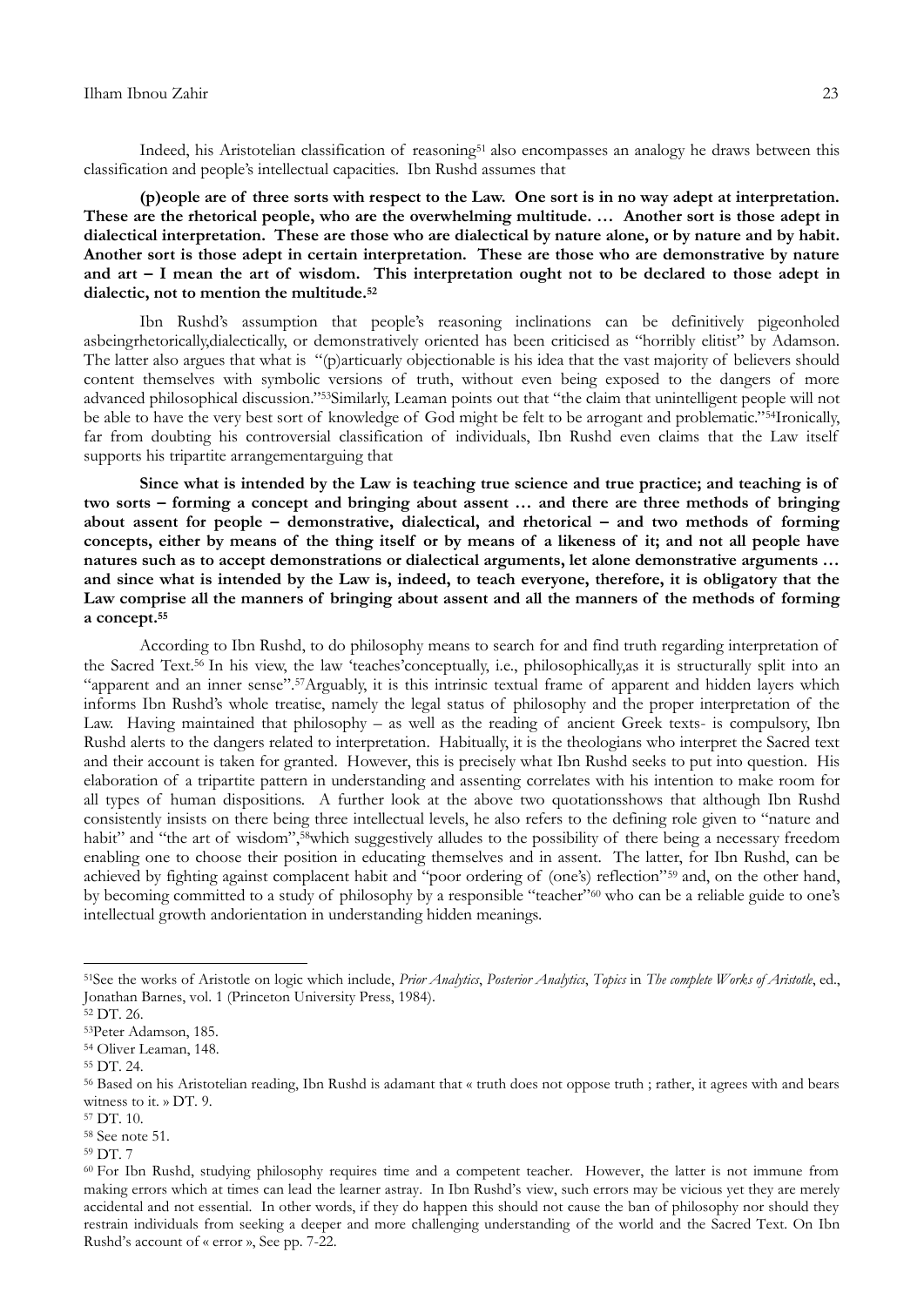Indeed, his Aristotelian classification of reasoning[51] also encompasses an analogy he draws between this classification and people's intellectual capacities. Ibn Rushd assumes that

**(p)eople are of three sorts with respect to the Law. One sort is in no way adept at interpretation. These are the rhetorical people, who are the overwhelming multitude. … Another sort is those adept in dialectical interpretation. These are those who are dialectical by nature alone, or by nature and by habit. Another sort is those adept in certain interpretation. These are those who are demonstrative by nature and art – I mean the art of wisdom. This interpretation ought not to be declared to those adept in dialectic, not to mention the multitude.[52]**

Ibn Rushd's assumption that people's reasoning inclinations can be definitively pigeonholed asbeingrhetorically,dialectically, or demonstratively oriented has been criticised as "horribly elitist" by Adamson. The latter also argues that what is "(p)articuarly objectionable is his idea that the vast majority of believers should content themselves with symbolic versions of truth, without even being exposed to the dangers of more advanced philosophical discussion."[53]Similarly, Leaman points out that "the claim that unintelligent people will not be able to have the very best sort of knowledge of God might be felt to be arrogant and problematic."[54]Ironically, far from doubting his controversial classification of individuals, Ibn Rushd even claims that the Law itself supports his tripartite arrangementarguing that

**Since what is intended by the Law is teaching true science and true practice; and teaching is of two sorts – forming a concept and bringing about assent … and there are three methods of bringing about assent for people – demonstrative, dialectical, and rhetorical – and two methods of forming concepts, either by means of the thing itself or by means of a likeness of it; and not all people have natures such as to accept demonstrations or dialectical arguments, let alone demonstrative arguments … and since what is intended by the Law is, indeed, to teach everyone, therefore, it is obligatory that the Law comprise all the manners of bringing about assent and all the manners of the methods of forming a concept.[55]**

According to Ibn Rushd, to do philosophy means to search for and find truth regarding interpretation of the Sacred Text.[56] In his view, the law 'teaches'conceptually, i.e., philosophically,as it is structurally split into an "apparent and an inner sense".[57]Arguably, it is this intrinsic textual frame of apparent and hidden layers which informs Ibn Rushd's whole treatise, namely the legal status of philosophy and the proper interpretation of the Law. Having maintained that philosophy – as well as the reading of ancient Greek texts- is compulsory, Ibn Rushd alerts to the dangers related to interpretation. Habitually, it is the theologians who interpret the Sacred text and their account is taken for granted. However, this is precisely what Ibn Rushd seeks to put into question. His elaboration of a tripartite pattern in understanding and assenting correlates with his intention to make room for all types of human dispositions. A further look at the above two quotationsshows that although Ibn Rushd consistently insists on there being three intellectual levels, he also refers to the defining role given to "nature and habit" and "the art of wisdom",[58]which suggestively alludes to the possibility of there being a necessary freedom enabling one to choose their position in educating themselves and in assent. The latter, for Ibn Rushd, can be achieved by fighting against complacent habit and "poor ordering of (one's) reflection"[59] and, on the other hand, by becoming committed to a study of philosophy by a responsible "teacher"[60] who can be a reliable guide to one's intellectual growth andorientation in understanding hidden meanings.

---

[51]See the works of Aristotle on logic which include, *Prior Analytics*, *Posterior Analytics*, *Topics* in *The complete Works of Aristotle*, ed., Jonathan Barnes, vol. 1 (Princeton University Press, 1984).

[52] DT. 26.

[53]Peter Adamson, 185.

[54] Oliver Leaman, 148.

[55] DT. 24.

[56] Based on his Aristotelian reading, Ibn Rushd is adamant that « truth does not oppose truth ; rather, it agrees with and bears witness to it. » DT. 9.

[57] DT. 10.

[58] See note 51.

[59] DT. 7

[60] For Ibn Rushd, studying philosophy requires time and a competent teacher. However, the latter is not immune from making errors which at times can lead the learner astray. In Ibn Rushd's view, such errors may be vicious yet they are merely accidental and not essential. In other words, if they do happen this should not cause the ban of philosophy nor should they restrain individuals from seeking a deeper and more challenging understanding of the world and the Sacred Text. On Ibn Rushd's account of « error », See pp. 7-22.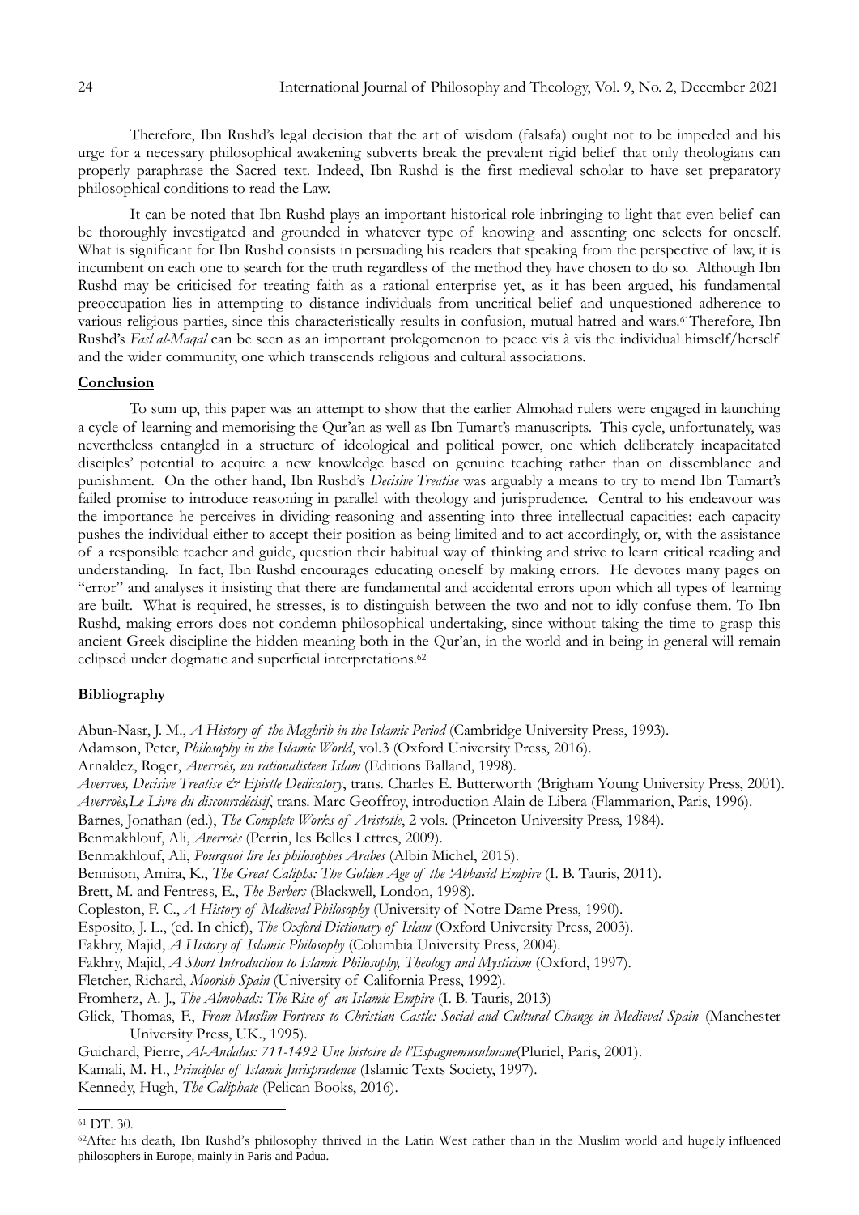Therefore, Ibn Rushd's legal decision that the art of wisdom (falsafa) ought not to be impeded and his urge for a necessary philosophical awakening subverts break the prevalent rigid belief that only theologians can properly paraphrase the Sacred text. Indeed, Ibn Rushd is the first medieval scholar to have set preparatory philosophical conditions to read the Law.

It can be noted that Ibn Rushd plays an important historical role inbringing to light that even belief can be thoroughly investigated and grounded in whatever type of knowing and assenting one selects for oneself. What is significant for Ibn Rushd consists in persuading his readers that speaking from the perspective of law, it is incumbent on each one to search for the truth regardless of the method they have chosen to do so. Although Ibn Rushd may be criticised for treating faith as a rational enterprise yet, as it has been argued, his fundamental preoccupation lies in attempting to distance individuals from uncritical belief and unquestioned adherence to various religious parties, since this characteristically results in confusion, mutual hatred and wars.[61]Therefore, Ibn Rushd's *Fasl al-Maqal* can be seen as an important prolegomenon to peace vis à vis the individual himself/herself and the wider community, one which transcends religious and cultural associations.

## Conclusion

To sum up, this paper was an attempt to show that the earlier Almohad rulers were engaged in launching a cycle of learning and memorising the Qur'an as well as Ibn Tumart's manuscripts. This cycle, unfortunately, was nevertheless entangled in a structure of ideological and political power, one which deliberately incapacitated disciples' potential to acquire a new knowledge based on genuine teaching rather than on dissemblance and punishment. On the other hand, Ibn Rushd's *Decisive Treatise* was arguably a means to try to mend Ibn Tumart's failed promise to introduce reasoning in parallel with theology and jurisprudence. Central to his endeavour was the importance he perceives in dividing reasoning and assenting into three intellectual capacities: each capacity pushes the individual either to accept their position as being limited and to act accordingly, or, with the assistance of a responsible teacher and guide, question their habitual way of thinking and strive to learn critical reading and understanding. In fact, Ibn Rushd encourages educating oneself by making errors. He devotes many pages on "error" and analyses it insisting that there are fundamental and accidental errors upon which all types of learning are built. What is required, he stresses, is to distinguish between the two and not to idly confuse them. To Ibn Rushd, making errors does not condemn philosophical undertaking, since without taking the time to grasp this ancient Greek discipline the hidden meaning both in the Qur'an, in the world and in being in general will remain eclipsed under dogmatic and superficial interpretations.[62]

## Bibliography

Abun-Nasr, J. M., *A History of the Maghrib in the Islamic Period* (Cambridge University Press, 1993).
Adamson, Peter, *Philosophy in the Islamic World*, vol.3 (Oxford University Press, 2016).
Arnaldez, Roger, *Averroès, un rationalisteen Islam* (Editions Balland, 1998).
*Averroes, Decisive Treatise & Epistle Dedicatory*, trans. Charles E. Butterworth (Brigham Young University Press, 2001).
*Averroès,Le Livre du discoursdécisif*, trans. Marc Geoffroy, introduction Alain de Libera (Flammarion, Paris, 1996).
Barnes, Jonathan (ed.), *The Complete Works of Aristotle*, 2 vols. (Princeton University Press, 1984).
Benmakhlouf, Ali, *Averroès* (Perrin, les Belles Lettres, 2009).
Benmakhlouf, Ali, *Pourquoi lire les philosophes Arabes* (Albin Michel, 2015).
Bennison, Amira, K., *The Great Caliphs: The Golden Age of the 'Abbasid Empire* (I. B. Tauris, 2011).
Brett, M. and Fentress, E., *The Berbers* (Blackwell, London, 1998).
Copleston, F. C., *A History of Medieval Philosophy* (University of Notre Dame Press, 1990).
Esposito, J. L., (ed. In chief), *The Oxford Dictionary of Islam* (Oxford University Press, 2003).
Fakhry, Majid, *A History of Islamic Philosophy* (Columbia University Press, 2004).
Fakhry, Majid, *A Short Introduction to Islamic Philosophy, Theology and Mysticism* (Oxford, 1997).
Fletcher, Richard, *Moorish Spain* (University of California Press, 1992).
Fromherz, A. J., *The Almohads: The Rise of an Islamic Empire* (I. B. Tauris, 2013)
Glick, Thomas, F., *From Muslim Fortress to Christian Castle: Social and Cultural Change in Medieval Spain* (Manchester University Press, UK., 1995).
Guichard, Pierre, *Al-Andalus: 711-1492 Une histoire de l'Espagnemusulmane*(Pluriel, Paris, 2001).
Kamali, M. H., *Principles of Islamic Jurisprudence* (Islamic Texts Society, 1997).
Kennedy, Hugh, *The Caliphate* (Pelican Books, 2016).

---

[61] DT. 30.

[62]After his death, Ibn Rushd's philosophy thrived in the Latin West rather than in the Muslim world and hugely influenced philosophers in Europe, mainly in Paris and Padua.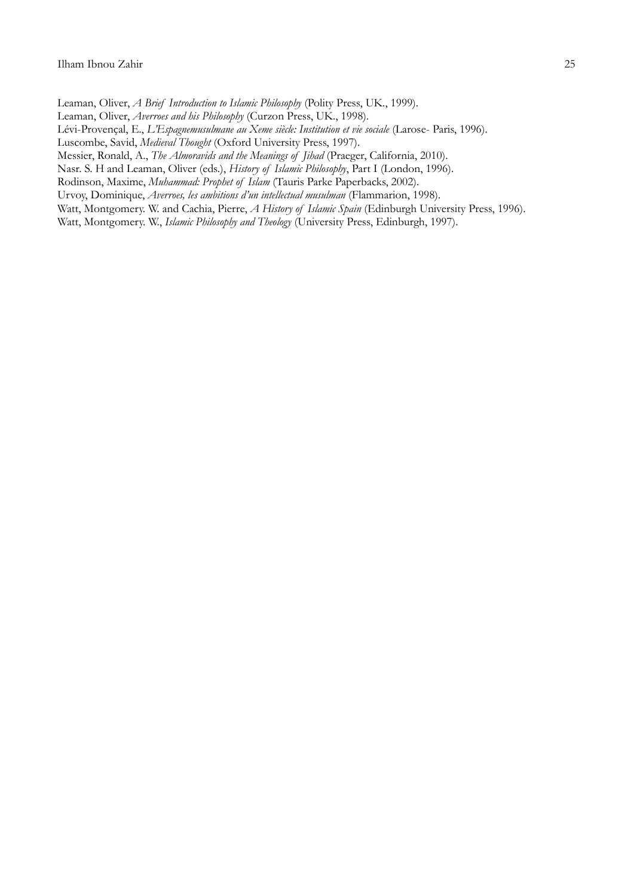Leaman, Oliver, *A Brief Introduction to Islamic Philosophy* (Polity Press, UK., 1999).
Leaman, Oliver, *Averroes and his Philosophy* (Curzon Press, UK., 1998).
Lévi-Provençal, E., *L'Espagnemusulmane au Xeme siècle: Institution et vie sociale* (Larose- Paris, 1996).
Luscombe, Savid, *Medieval Thought* (Oxford University Press, 1997).
Messier, Ronald, A., *The Almoravids and the Meanings of Jihad* (Praeger, California, 2010).
Nasr. S. H and Leaman, Oliver (eds.), *History of Islamic Philosophy*, Part I (London, 1996).
Rodinson, Maxime, *Muhammad: Prophet of Islam* (Tauris Parke Paperbacks, 2002).
Urvoy, Dominique, *Averroes, les ambitions d'un intellectual musulman* (Flammarion, 1998).
Watt, Montgomery. W. and Cachia, Pierre, *A History of Islamic Spain* (Edinburgh University Press, 1996).
Watt, Montgomery. W., *Islamic Philosophy and Theology* (University Press, Edinburgh, 1997).